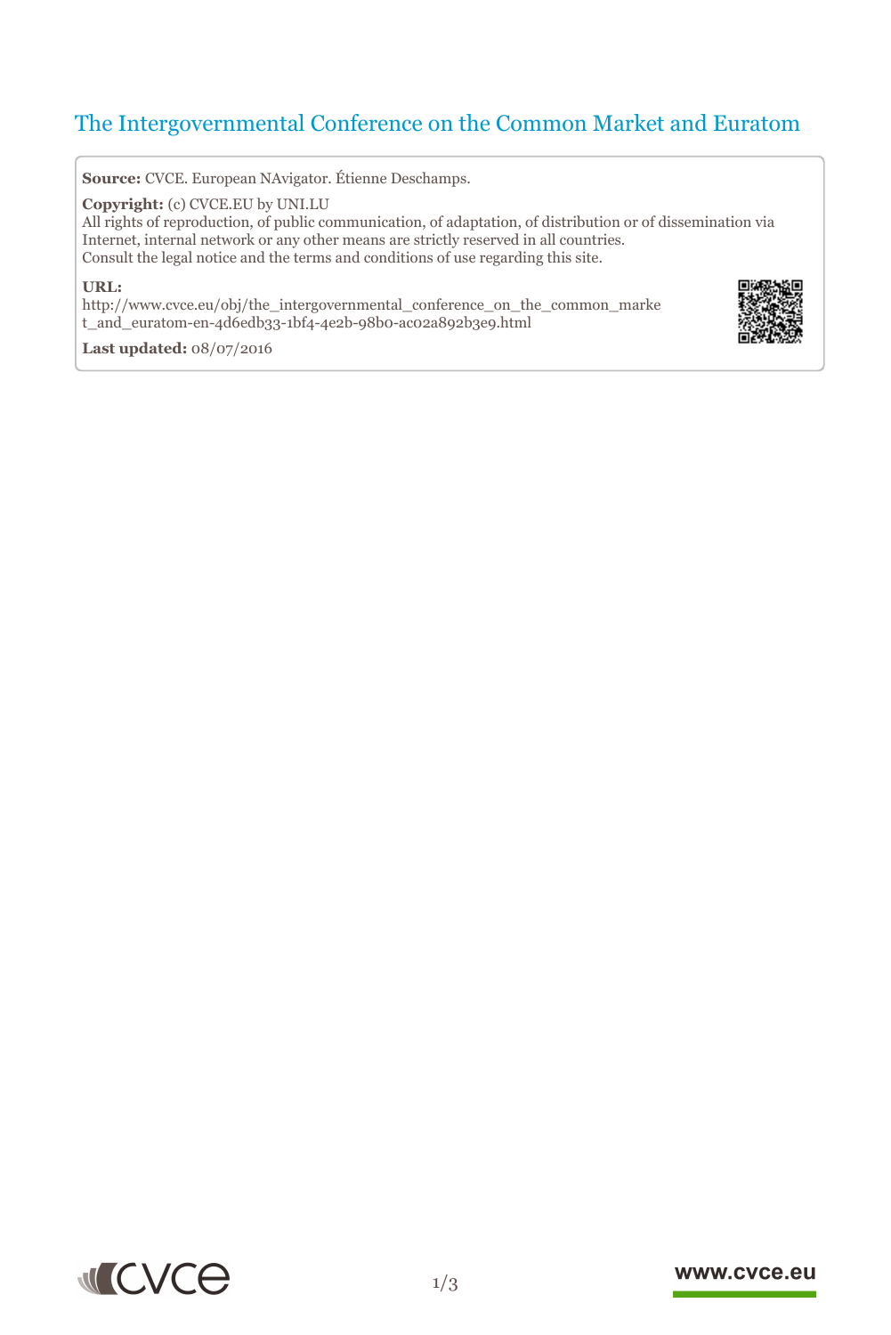# The Intergovernmental Conference on the Common Market and Euratom

**Source:** CVCE. European NAvigator. Étienne Deschamps.

**Copyright:** (c) CVCE.EU by UNI.LU

All rights of reproduction, of public communication, of adaptation, of distribution or of dissemination via Internet, internal network or any other means are strictly reserved in all countries.

Consult the legal notice and the terms and conditions of use regarding this site.

**URL:**

http://www.cvce.eu/obj/the_intergovernmental_conference_on_the_common_market_and_euratom-en-4d6edb33-1bf4-4e2b-98b0-ac02a892b3e9.html

**Last updated:** 08/07/2016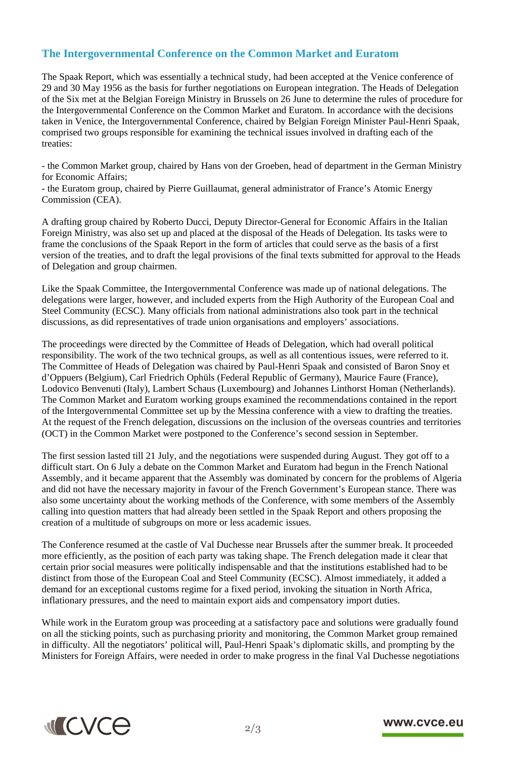## The Intergovernmental Conference on the Common Market and Euratom

The Spaak Report, which was essentially a technical study, had been accepted at the Venice conference of 29 and 30 May 1956 as the basis for further negotiations on European integration. The Heads of Delegation of the Six met at the Belgian Foreign Ministry in Brussels on 26 June to determine the rules of procedure for the Intergovernmental Conference on the Common Market and Euratom. In accordance with the decisions taken in Venice, the Intergovernmental Conference, chaired by Belgian Foreign Minister Paul-Henri Spaak, comprised two groups responsible for examining the technical issues involved in drafting each of the treaties:

- the Common Market group, chaired by Hans von der Groeben, head of department in the German Ministry for Economic Affairs;
- the Euratom group, chaired by Pierre Guillaumat, general administrator of France's Atomic Energy Commission (CEA).

A drafting group chaired by Roberto Ducci, Deputy Director-General for Economic Affairs in the Italian Foreign Ministry, was also set up and placed at the disposal of the Heads of Delegation. Its tasks were to frame the conclusions of the Spaak Report in the form of articles that could serve as the basis of a first version of the treaties, and to draft the legal provisions of the final texts submitted for approval to the Heads of Delegation and group chairmen.

Like the Spaak Committee, the Intergovernmental Conference was made up of national delegations. The delegations were larger, however, and included experts from the High Authority of the European Coal and Steel Community (ECSC). Many officials from national administrations also took part in the technical discussions, as did representatives of trade union organisations and employers' associations.

The proceedings were directed by the Committee of Heads of Delegation, which had overall political responsibility. The work of the two technical groups, as well as all contentious issues, were referred to it. The Committee of Heads of Delegation was chaired by Paul-Henri Spaak and consisted of Baron Snoy et d'Oppuers (Belgium), Carl Friedrich Ophüls (Federal Republic of Germany), Maurice Faure (France), Lodovico Benvenuti (Italy), Lambert Schaus (Luxembourg) and Johannes Linthorst Homan (Netherlands). The Common Market and Euratom working groups examined the recommendations contained in the report of the Intergovernmental Committee set up by the Messina conference with a view to drafting the treaties. At the request of the French delegation, discussions on the inclusion of the overseas countries and territories (OCT) in the Common Market were postponed to the Conference's second session in September.

The first session lasted till 21 July, and the negotiations were suspended during August. They got off to a difficult start. On 6 July a debate on the Common Market and Euratom had begun in the French National Assembly, and it became apparent that the Assembly was dominated by concern for the problems of Algeria and did not have the necessary majority in favour of the French Government's European stance. There was also some uncertainty about the working methods of the Conference, with some members of the Assembly calling into question matters that had already been settled in the Spaak Report and others proposing the creation of a multitude of subgroups on more or less academic issues.

The Conference resumed at the castle of Val Duchesse near Brussels after the summer break. It proceeded more efficiently, as the position of each party was taking shape. The French delegation made it clear that certain prior social measures were politically indispensable and that the institutions established had to be distinct from those of the European Coal and Steel Community (ECSC). Almost immediately, it added a demand for an exceptional customs regime for a fixed period, invoking the situation in North Africa, inflationary pressures, and the need to maintain export aids and compensatory import duties.

While work in the Euratom group was proceeding at a satisfactory pace and solutions were gradually found on all the sticking points, such as purchasing priority and monitoring, the Common Market group remained in difficulty. All the negotiators' political will, Paul-Henri Spaak's diplomatic skills, and prompting by the Ministers for Foreign Affairs, were needed in order to make progress in the final Val Duchesse negotiations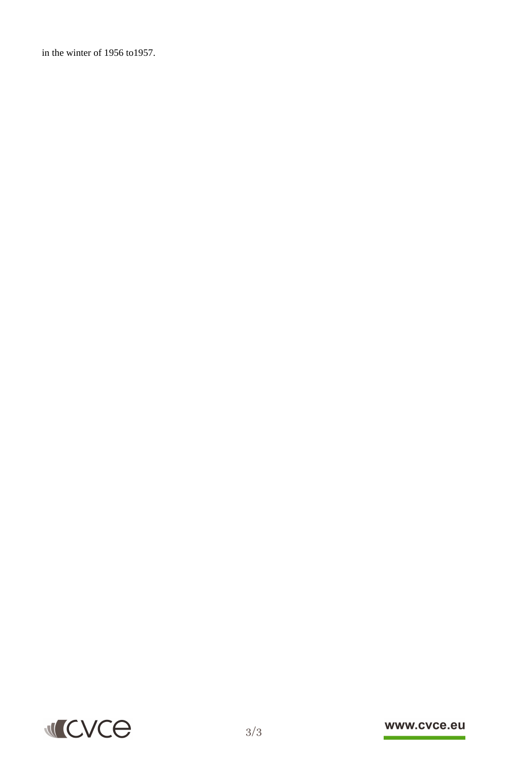in the winter of 1956 to1957.